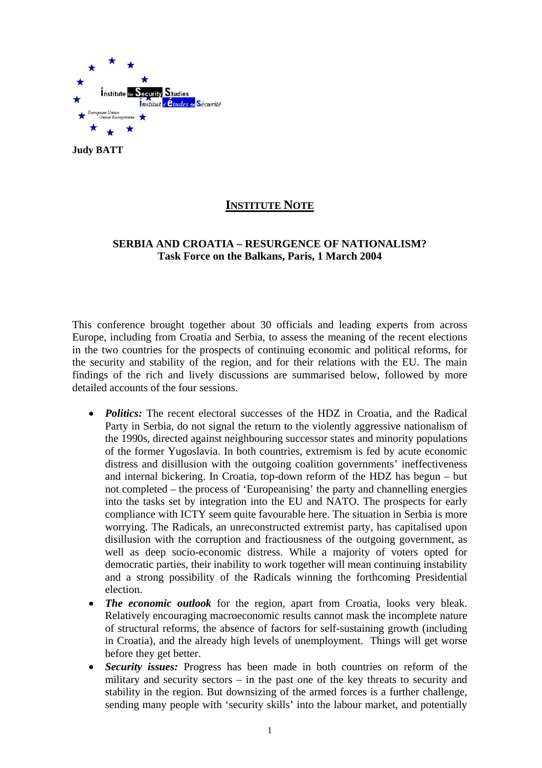Institute for Security Studies
Institut d'Études de Sécurité
European Union
Union Européenne

**Judy BATT**

# INSTITUTE NOTE

## SERBIA AND CROATIA – RESURGENCE OF NATIONALISM?
### Task Force on the Balkans, Paris, 1 March 2004

This conference brought together about 30 officials and leading experts from across Europe, including from Croatia and Serbia, to assess the meaning of the recent elections in the two countries for the prospects of continuing economic and political reforms, for the security and stability of the region, and for their relations with the EU. The main findings of the rich and lively discussions are summarised below, followed by more detailed accounts of the four sessions.

- ***Politics:*** The recent electoral successes of the HDZ in Croatia, and the Radical Party in Serbia, do not signal the return to the violently aggressive nationalism of the 1990s, directed against neighbouring successor states and minority populations of the former Yugoslavia. In both countries, extremism is fed by acute economic distress and disillusion with the outgoing coalition governments' ineffectiveness and internal bickering. In Croatia, top-down reform of the HDZ has begun – but not completed – the process of 'Europeanising' the party and channelling energies into the tasks set by integration into the EU and NATO. The prospects for early compliance with ICTY seem quite favourable here. The situation in Serbia is more worrying. The Radicals, an unreconstructed extremist party, has capitalised upon disillusion with the corruption and fractiousness of the outgoing government, as well as deep socio-economic distress. While a majority of voters opted for democratic parties, their inability to work together will mean continuing instability and a strong possibility of the Radicals winning the forthcoming Presidential election.
- ***The economic outlook*** for the region, apart from Croatia, looks very bleak. Relatively encouraging macroeconomic results cannot mask the incomplete nature of structural reforms, the absence of factors for self-sustaining growth (including in Croatia), and the already high levels of unemployment. Things will get worse before they get better.
- ***Security issues:*** Progress has been made in both countries on reform of the military and security sectors – in the past one of the key threats to security and stability in the region. But downsizing of the armed forces is a further challenge, sending many people with 'security skills' into the labour market, and potentially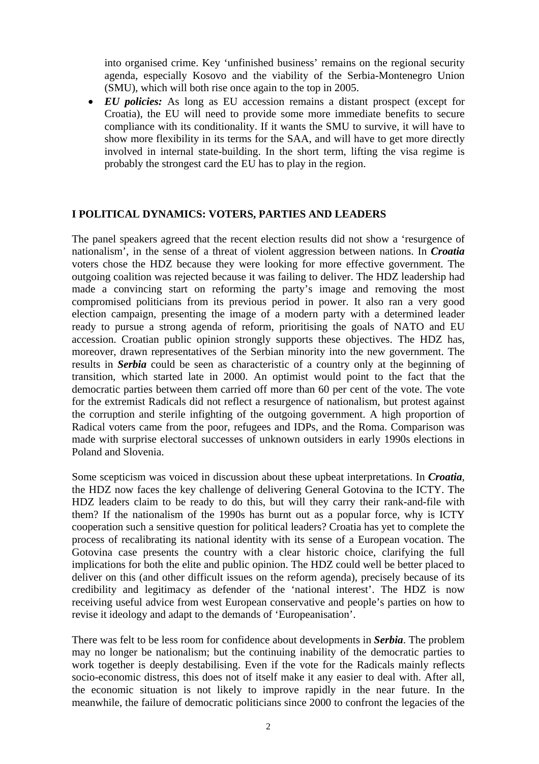into organised crime. Key 'unfinished business' remains on the regional security agenda, especially Kosovo and the viability of the Serbia-Montenegro Union (SMU), which will both rise once again to the top in 2005.

- ***EU policies:*** As long as EU accession remains a distant prospect (except for Croatia), the EU will need to provide some more immediate benefits to secure compliance with its conditionality. If it wants the SMU to survive, it will have to show more flexibility in its terms for the SAA, and will have to get more directly involved in internal state-building. In the short term, lifting the visa regime is probably the strongest card the EU has to play in the region.

## I POLITICAL DYNAMICS: VOTERS, PARTIES AND LEADERS

The panel speakers agreed that the recent election results did not show a 'resurgence of nationalism', in the sense of a threat of violent aggression between nations. In ***Croatia*** voters chose the HDZ because they were looking for more effective government. The outgoing coalition was rejected because it was failing to deliver. The HDZ leadership had made a convincing start on reforming the party's image and removing the most compromised politicians from its previous period in power. It also ran a very good election campaign, presenting the image of a modern party with a determined leader ready to pursue a strong agenda of reform, prioritising the goals of NATO and EU accession. Croatian public opinion strongly supports these objectives. The HDZ has, moreover, drawn representatives of the Serbian minority into the new government. The results in ***Serbia*** could be seen as characteristic of a country only at the beginning of transition, which started late in 2000. An optimist would point to the fact that the democratic parties between them carried off more than 60 per cent of the vote. The vote for the extremist Radicals did not reflect a resurgence of nationalism, but protest against the corruption and sterile infighting of the outgoing government. A high proportion of Radical voters came from the poor, refugees and IDPs, and the Roma. Comparison was made with surprise electoral successes of unknown outsiders in early 1990s elections in Poland and Slovenia.

Some scepticism was voiced in discussion about these upbeat interpretations. In ***Croatia***, the HDZ now faces the key challenge of delivering General Gotovina to the ICTY. The HDZ leaders claim to be ready to do this, but will they carry their rank-and-file with them? If the nationalism of the 1990s has burnt out as a popular force, why is ICTY cooperation such a sensitive question for political leaders? Croatia has yet to complete the process of recalibrating its national identity with its sense of a European vocation. The Gotovina case presents the country with a clear historic choice, clarifying the full implications for both the elite and public opinion. The HDZ could well be better placed to deliver on this (and other difficult issues on the reform agenda), precisely because of its credibility and legitimacy as defender of the 'national interest'. The HDZ is now receiving useful advice from west European conservative and people's parties on how to revise it ideology and adapt to the demands of 'Europeanisation'.

There was felt to be less room for confidence about developments in ***Serbia***. The problem may no longer be nationalism; but the continuing inability of the democratic parties to work together is deeply destabilising. Even if the vote for the Radicals mainly reflects socio-economic distress, this does not of itself make it any easier to deal with. After all, the economic situation is not likely to improve rapidly in the near future. In the meanwhile, the failure of democratic politicians since 2000 to confront the legacies of the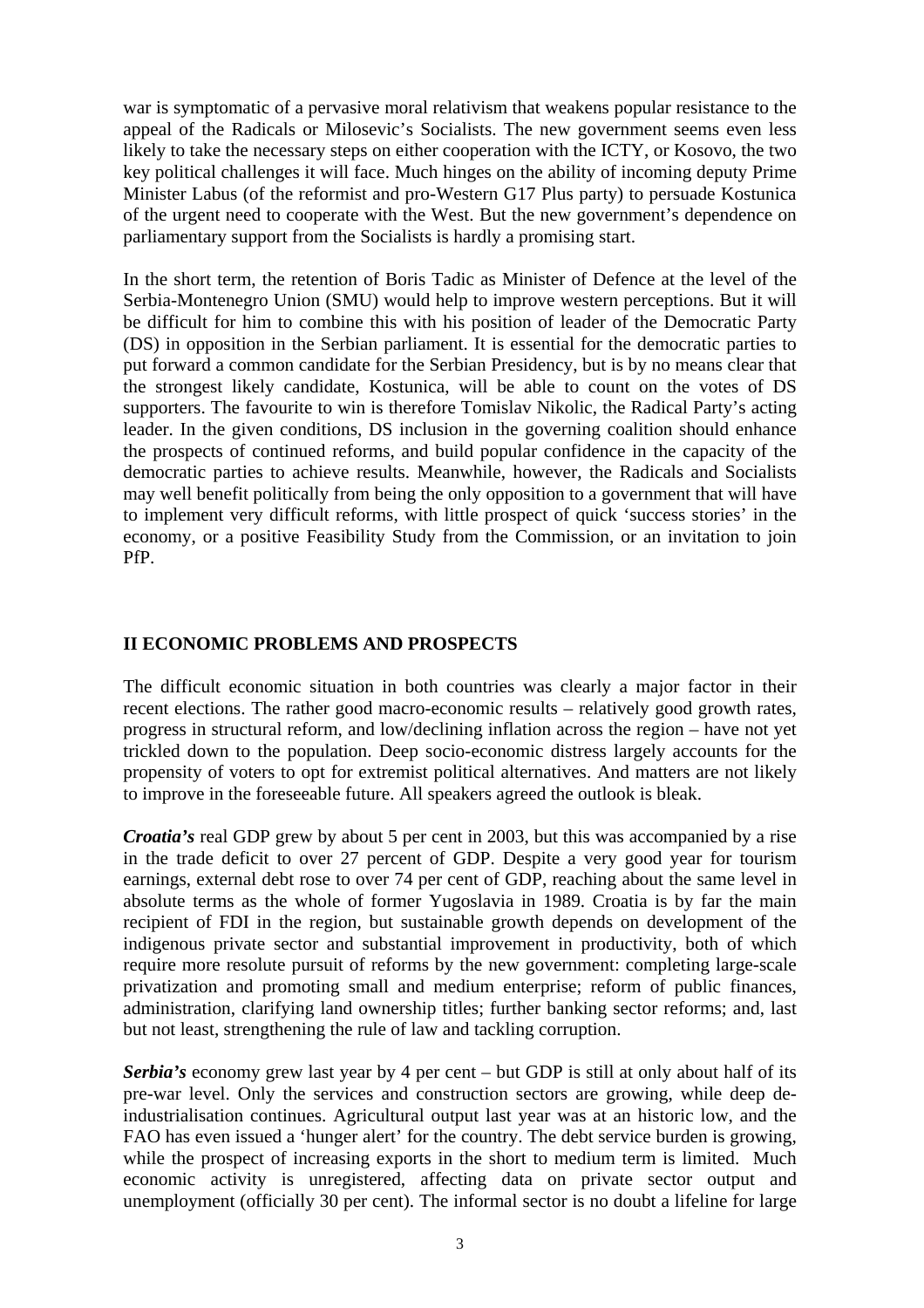war is symptomatic of a pervasive moral relativism that weakens popular resistance to the appeal of the Radicals or Milosevic's Socialists. The new government seems even less likely to take the necessary steps on either cooperation with the ICTY, or Kosovo, the two key political challenges it will face. Much hinges on the ability of incoming deputy Prime Minister Labus (of the reformist and pro-Western G17 Plus party) to persuade Kostunica of the urgent need to cooperate with the West. But the new government's dependence on parliamentary support from the Socialists is hardly a promising start.

In the short term, the retention of Boris Tadic as Minister of Defence at the level of the Serbia-Montenegro Union (SMU) would help to improve western perceptions. But it will be difficult for him to combine this with his position of leader of the Democratic Party (DS) in opposition in the Serbian parliament. It is essential for the democratic parties to put forward a common candidate for the Serbian Presidency, but is by no means clear that the strongest likely candidate, Kostunica, will be able to count on the votes of DS supporters. The favourite to win is therefore Tomislav Nikolic, the Radical Party's acting leader. In the given conditions, DS inclusion in the governing coalition should enhance the prospects of continued reforms, and build popular confidence in the capacity of the democratic parties to achieve results. Meanwhile, however, the Radicals and Socialists may well benefit politically from being the only opposition to a government that will have to implement very difficult reforms, with little prospect of quick 'success stories' in the economy, or a positive Feasibility Study from the Commission, or an invitation to join PfP.

## II ECONOMIC PROBLEMS AND PROSPECTS

The difficult economic situation in both countries was clearly a major factor in their recent elections. The rather good macro-economic results – relatively good growth rates, progress in structural reform, and low/declining inflation across the region – have not yet trickled down to the population. Deep socio-economic distress largely accounts for the propensity of voters to opt for extremist political alternatives. And matters are not likely to improve in the foreseeable future. All speakers agreed the outlook is bleak.

***Croatia's*** real GDP grew by about 5 per cent in 2003, but this was accompanied by a rise in the trade deficit to over 27 percent of GDP. Despite a very good year for tourism earnings, external debt rose to over 74 per cent of GDP, reaching about the same level in absolute terms as the whole of former Yugoslavia in 1989. Croatia is by far the main recipient of FDI in the region, but sustainable growth depends on development of the indigenous private sector and substantial improvement in productivity, both of which require more resolute pursuit of reforms by the new government: completing large-scale privatization and promoting small and medium enterprise; reform of public finances, administration, clarifying land ownership titles; further banking sector reforms; and, last but not least, strengthening the rule of law and tackling corruption.

***Serbia's*** economy grew last year by 4 per cent – but GDP is still at only about half of its pre-war level. Only the services and construction sectors are growing, while deep de-industrialisation continues. Agricultural output last year was at an historic low, and the FAO has even issued a 'hunger alert' for the country. The debt service burden is growing, while the prospect of increasing exports in the short to medium term is limited. Much economic activity is unregistered, affecting data on private sector output and unemployment (officially 30 per cent). The informal sector is no doubt a lifeline for large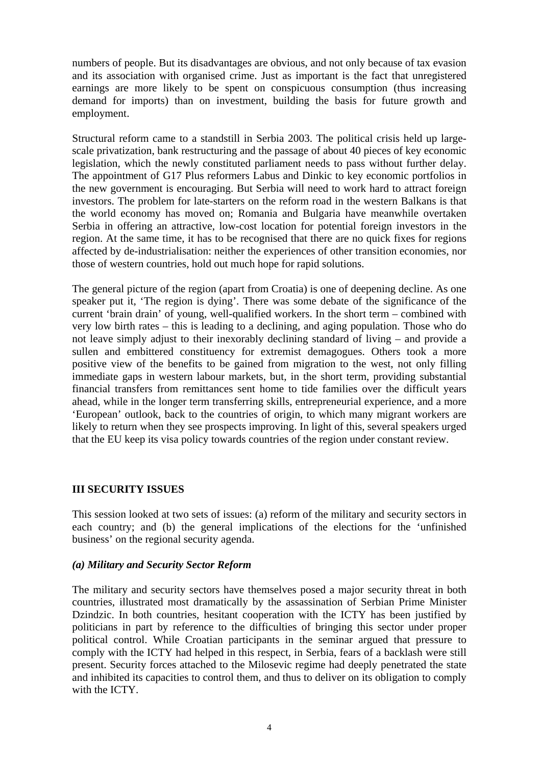numbers of people. But its disadvantages are obvious, and not only because of tax evasion and its association with organised crime. Just as important is the fact that unregistered earnings are more likely to be spent on conspicuous consumption (thus increasing demand for imports) than on investment, building the basis for future growth and employment.

Structural reform came to a standstill in Serbia 2003. The political crisis held up large-scale privatization, bank restructuring and the passage of about 40 pieces of key economic legislation, which the newly constituted parliament needs to pass without further delay. The appointment of G17 Plus reformers Labus and Dinkic to key economic portfolios in the new government is encouraging. But Serbia will need to work hard to attract foreign investors. The problem for late-starters on the reform road in the western Balkans is that the world economy has moved on; Romania and Bulgaria have meanwhile overtaken Serbia in offering an attractive, low-cost location for potential foreign investors in the region. At the same time, it has to be recognised that there are no quick fixes for regions affected by de-industrialisation: neither the experiences of other transition economies, nor those of western countries, hold out much hope for rapid solutions.

The general picture of the region (apart from Croatia) is one of deepening decline. As one speaker put it, 'The region is dying'. There was some debate of the significance of the current 'brain drain' of young, well-qualified workers. In the short term – combined with very low birth rates – this is leading to a declining, and aging population. Those who do not leave simply adjust to their inexorably declining standard of living – and provide a sullen and embittered constituency for extremist demagogues. Others took a more positive view of the benefits to be gained from migration to the west, not only filling immediate gaps in western labour markets, but, in the short term, providing substantial financial transfers from remittances sent home to tide families over the difficult years ahead, while in the longer term transferring skills, entrepreneurial experience, and a more 'European' outlook, back to the countries of origin, to which many migrant workers are likely to return when they see prospects improving. In light of this, several speakers urged that the EU keep its visa policy towards countries of the region under constant review.

## III SECURITY ISSUES

This session looked at two sets of issues: (a) reform of the military and security sectors in each country; and (b) the general implications of the elections for the 'unfinished business' on the regional security agenda.

### *(a) Military and Security Sector Reform*

The military and security sectors have themselves posed a major security threat in both countries, illustrated most dramatically by the assassination of Serbian Prime Minister Dzindzic. In both countries, hesitant cooperation with the ICTY has been justified by politicians in part by reference to the difficulties of bringing this sector under proper political control. While Croatian participants in the seminar argued that pressure to comply with the ICTY had helped in this respect, in Serbia, fears of a backlash were still present. Security forces attached to the Milosevic regime had deeply penetrated the state and inhibited its capacities to control them, and thus to deliver on its obligation to comply with the ICTY.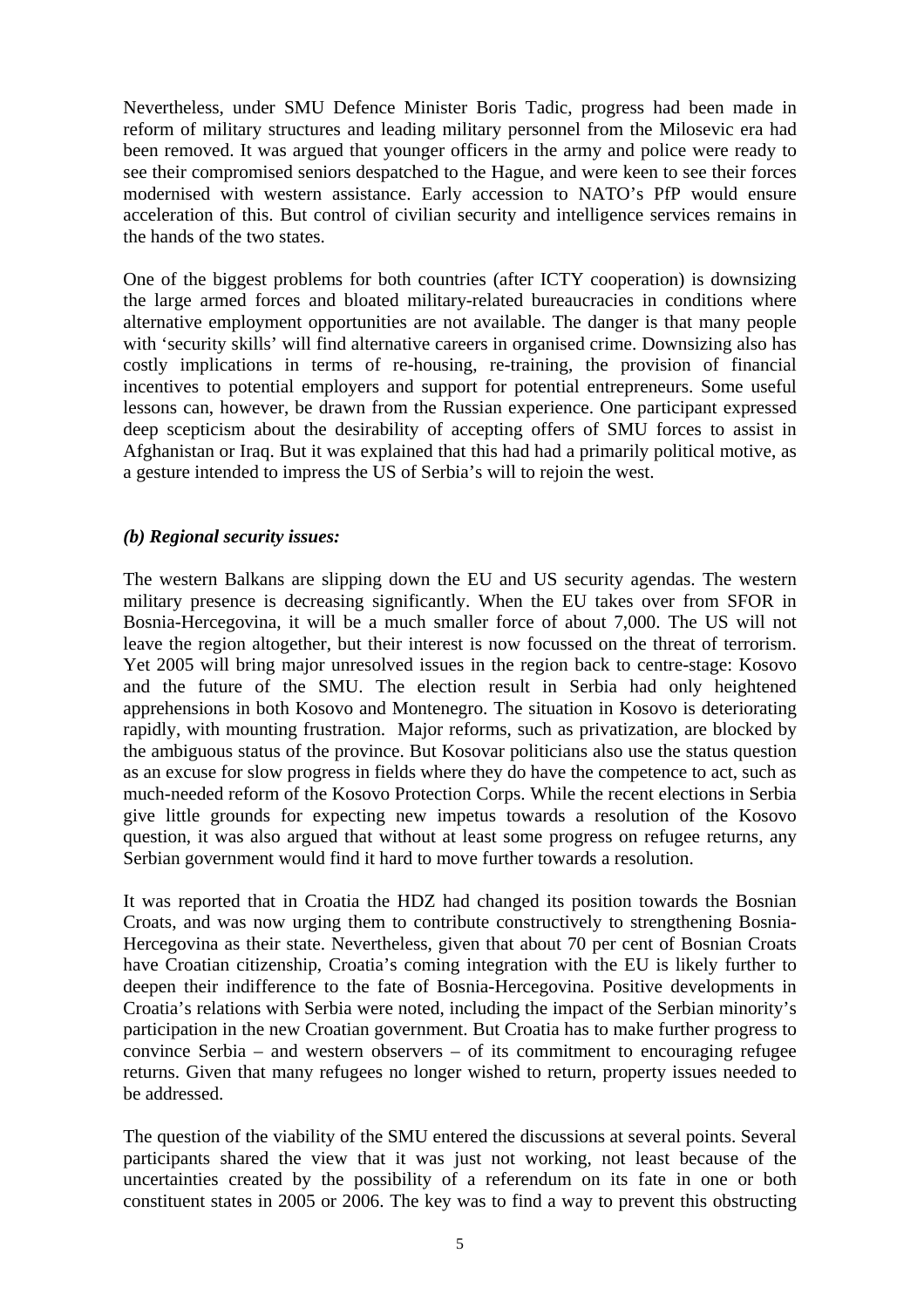Nevertheless, under SMU Defence Minister Boris Tadic, progress had been made in reform of military structures and leading military personnel from the Milosevic era had been removed. It was argued that younger officers in the army and police were ready to see their compromised seniors despatched to the Hague, and were keen to see their forces modernised with western assistance. Early accession to NATO's PfP would ensure acceleration of this. But control of civilian security and intelligence services remains in the hands of the two states.

One of the biggest problems for both countries (after ICTY cooperation) is downsizing the large armed forces and bloated military-related bureaucracies in conditions where alternative employment opportunities are not available. The danger is that many people with 'security skills' will find alternative careers in organised crime. Downsizing also has costly implications in terms of re-housing, re-training, the provision of financial incentives to potential employers and support for potential entrepreneurs. Some useful lessons can, however, be drawn from the Russian experience. One participant expressed deep scepticism about the desirability of accepting offers of SMU forces to assist in Afghanistan or Iraq. But it was explained that this had had a primarily political motive, as a gesture intended to impress the US of Serbia's will to rejoin the west.

***(b) Regional security issues:***

The western Balkans are slipping down the EU and US security agendas. The western military presence is decreasing significantly. When the EU takes over from SFOR in Bosnia-Hercegovina, it will be a much smaller force of about 7,000. The US will not leave the region altogether, but their interest is now focussed on the threat of terrorism. Yet 2005 will bring major unresolved issues in the region back to centre-stage: Kosovo and the future of the SMU. The election result in Serbia had only heightened apprehensions in both Kosovo and Montenegro. The situation in Kosovo is deteriorating rapidly, with mounting frustration. Major reforms, such as privatization, are blocked by the ambiguous status of the province. But Kosovar politicians also use the status question as an excuse for slow progress in fields where they do have the competence to act, such as much-needed reform of the Kosovo Protection Corps. While the recent elections in Serbia give little grounds for expecting new impetus towards a resolution of the Kosovo question, it was also argued that without at least some progress on refugee returns, any Serbian government would find it hard to move further towards a resolution.

It was reported that in Croatia the HDZ had changed its position towards the Bosnian Croats, and was now urging them to contribute constructively to strengthening Bosnia-Hercegovina as their state. Nevertheless, given that about 70 per cent of Bosnian Croats have Croatian citizenship, Croatia's coming integration with the EU is likely further to deepen their indifference to the fate of Bosnia-Hercegovina. Positive developments in Croatia's relations with Serbia were noted, including the impact of the Serbian minority's participation in the new Croatian government. But Croatia has to make further progress to convince Serbia – and western observers – of its commitment to encouraging refugee returns. Given that many refugees no longer wished to return, property issues needed to be addressed.

The question of the viability of the SMU entered the discussions at several points. Several participants shared the view that it was just not working, not least because of the uncertainties created by the possibility of a referendum on its fate in one or both constituent states in 2005 or 2006. The key was to find a way to prevent this obstructing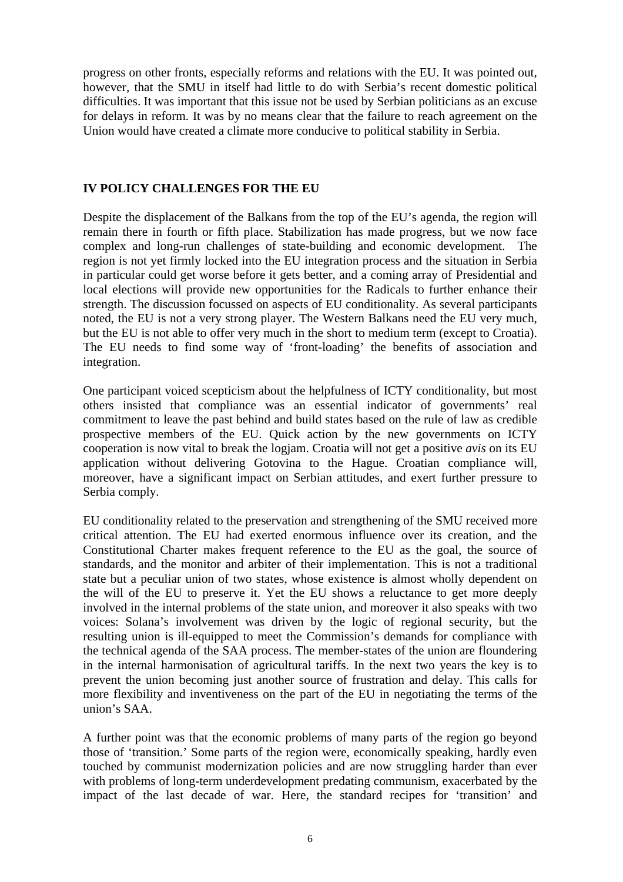progress on other fronts, especially reforms and relations with the EU. It was pointed out, however, that the SMU in itself had little to do with Serbia's recent domestic political difficulties. It was important that this issue not be used by Serbian politicians as an excuse for delays in reform. It was by no means clear that the failure to reach agreement on the Union would have created a climate more conducive to political stability in Serbia.

## IV POLICY CHALLENGES FOR THE EU

Despite the displacement of the Balkans from the top of the EU's agenda, the region will remain there in fourth or fifth place. Stabilization has made progress, but we now face complex and long-run challenges of state-building and economic development. The region is not yet firmly locked into the EU integration process and the situation in Serbia in particular could get worse before it gets better, and a coming array of Presidential and local elections will provide new opportunities for the Radicals to further enhance their strength. The discussion focussed on aspects of EU conditionality. As several participants noted, the EU is not a very strong player. The Western Balkans need the EU very much, but the EU is not able to offer very much in the short to medium term (except to Croatia). The EU needs to find some way of 'front-loading' the benefits of association and integration.

One participant voiced scepticism about the helpfulness of ICTY conditionality, but most others insisted that compliance was an essential indicator of governments' real commitment to leave the past behind and build states based on the rule of law as credible prospective members of the EU. Quick action by the new governments on ICTY cooperation is now vital to break the logjam. Croatia will not get a positive *avis* on its EU application without delivering Gotovina to the Hague. Croatian compliance will, moreover, have a significant impact on Serbian attitudes, and exert further pressure to Serbia comply.

EU conditionality related to the preservation and strengthening of the SMU received more critical attention. The EU had exerted enormous influence over its creation, and the Constitutional Charter makes frequent reference to the EU as the goal, the source of standards, and the monitor and arbiter of their implementation. This is not a traditional state but a peculiar union of two states, whose existence is almost wholly dependent on the will of the EU to preserve it. Yet the EU shows a reluctance to get more deeply involved in the internal problems of the state union, and moreover it also speaks with two voices: Solana's involvement was driven by the logic of regional security, but the resulting union is ill-equipped to meet the Commission's demands for compliance with the technical agenda of the SAA process. The member-states of the union are floundering in the internal harmonisation of agricultural tariffs. In the next two years the key is to prevent the union becoming just another source of frustration and delay. This calls for more flexibility and inventiveness on the part of the EU in negotiating the terms of the union's SAA.

A further point was that the economic problems of many parts of the region go beyond those of 'transition.' Some parts of the region were, economically speaking, hardly even touched by communist modernization policies and are now struggling harder than ever with problems of long-term underdevelopment predating communism, exacerbated by the impact of the last decade of war. Here, the standard recipes for 'transition' and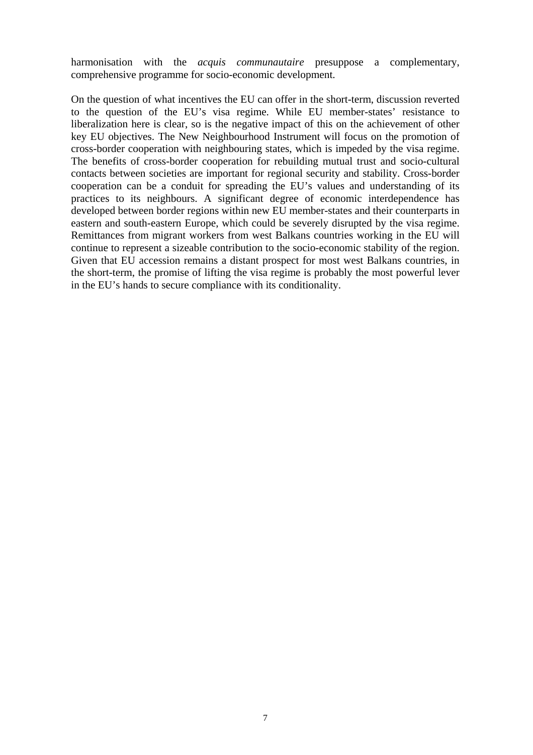harmonisation with the *acquis communautaire* presuppose a complementary, comprehensive programme for socio-economic development.

On the question of what incentives the EU can offer in the short-term, discussion reverted to the question of the EU's visa regime. While EU member-states' resistance to liberalization here is clear, so is the negative impact of this on the achievement of other key EU objectives. The New Neighbourhood Instrument will focus on the promotion of cross-border cooperation with neighbouring states, which is impeded by the visa regime. The benefits of cross-border cooperation for rebuilding mutual trust and socio-cultural contacts between societies are important for regional security and stability. Cross-border cooperation can be a conduit for spreading the EU's values and understanding of its practices to its neighbours. A significant degree of economic interdependence has developed between border regions within new EU member-states and their counterparts in eastern and south-eastern Europe, which could be severely disrupted by the visa regime. Remittances from migrant workers from west Balkans countries working in the EU will continue to represent a sizeable contribution to the socio-economic stability of the region. Given that EU accession remains a distant prospect for most west Balkans countries, in the short-term, the promise of lifting the visa regime is probably the most powerful lever in the EU's hands to secure compliance with its conditionality.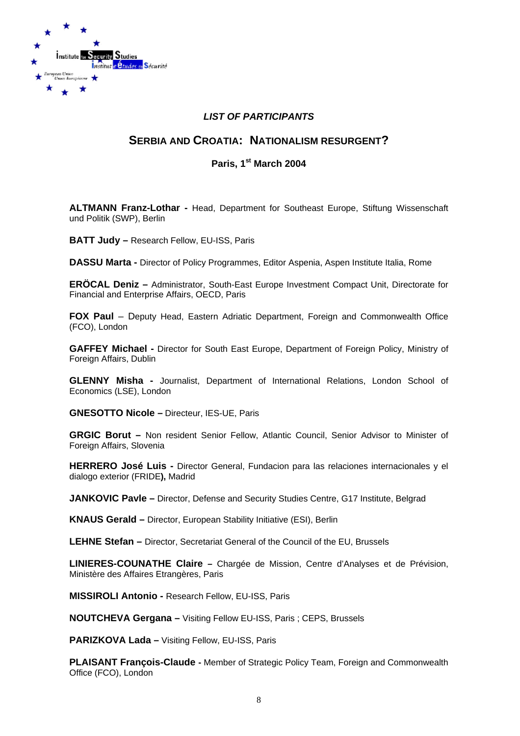*LIST OF PARTICIPANTS*

## SERBIA AND CROATIA: NATIONALISM RESURGENT?

**Paris, 1st March 2004**

**ALTMANN Franz-Lothar -** Head, Department for Southeast Europe, Stiftung Wissenschaft und Politik (SWP), Berlin

**BATT Judy –** Research Fellow, EU-ISS, Paris

**DASSU Marta -** Director of Policy Programmes, Editor Aspenia, Aspen Institute Italia, Rome

**ERÖCAL Deniz –** Administrator, South-East Europe Investment Compact Unit, Directorate for Financial and Enterprise Affairs, OECD, Paris

**FOX Paul** – Deputy Head, Eastern Adriatic Department, Foreign and Commonwealth Office (FCO), London

**GAFFEY Michael -** Director for South East Europe, Department of Foreign Policy, Ministry of Foreign Affairs, Dublin

**GLENNY Misha -** Journalist, Department of International Relations, London School of Economics (LSE), London

**GNESOTTO Nicole –** Directeur, IES-UE, Paris

**GRGIC Borut –** Non resident Senior Fellow, Atlantic Council, Senior Advisor to Minister of Foreign Affairs, Slovenia

**HERRERO José Luis -** Director General, Fundacion para las relaciones internacionales y el dialogo exterior (FRIDE**),** Madrid

**JANKOVIC Pavle –** Director, Defense and Security Studies Centre, G17 Institute, Belgrad

**KNAUS Gerald –** Director, European Stability Initiative (ESI), Berlin

**LEHNE Stefan –** Director, Secretariat General of the Council of the EU, Brussels

**LINIERES-COUNATHE Claire –** Chargée de Mission, Centre d'Analyses et de Prévision, Ministère des Affaires Etrangères, Paris

**MISSIROLI Antonio -** Research Fellow, EU-ISS, Paris

**NOUTCHEVA Gergana –** Visiting Fellow EU-ISS, Paris ; CEPS, Brussels

**PARIZKOVA Lada –** Visiting Fellow, EU-ISS, Paris

**PLAISANT François-Claude -** Member of Strategic Policy Team, Foreign and Commonwealth Office (FCO), London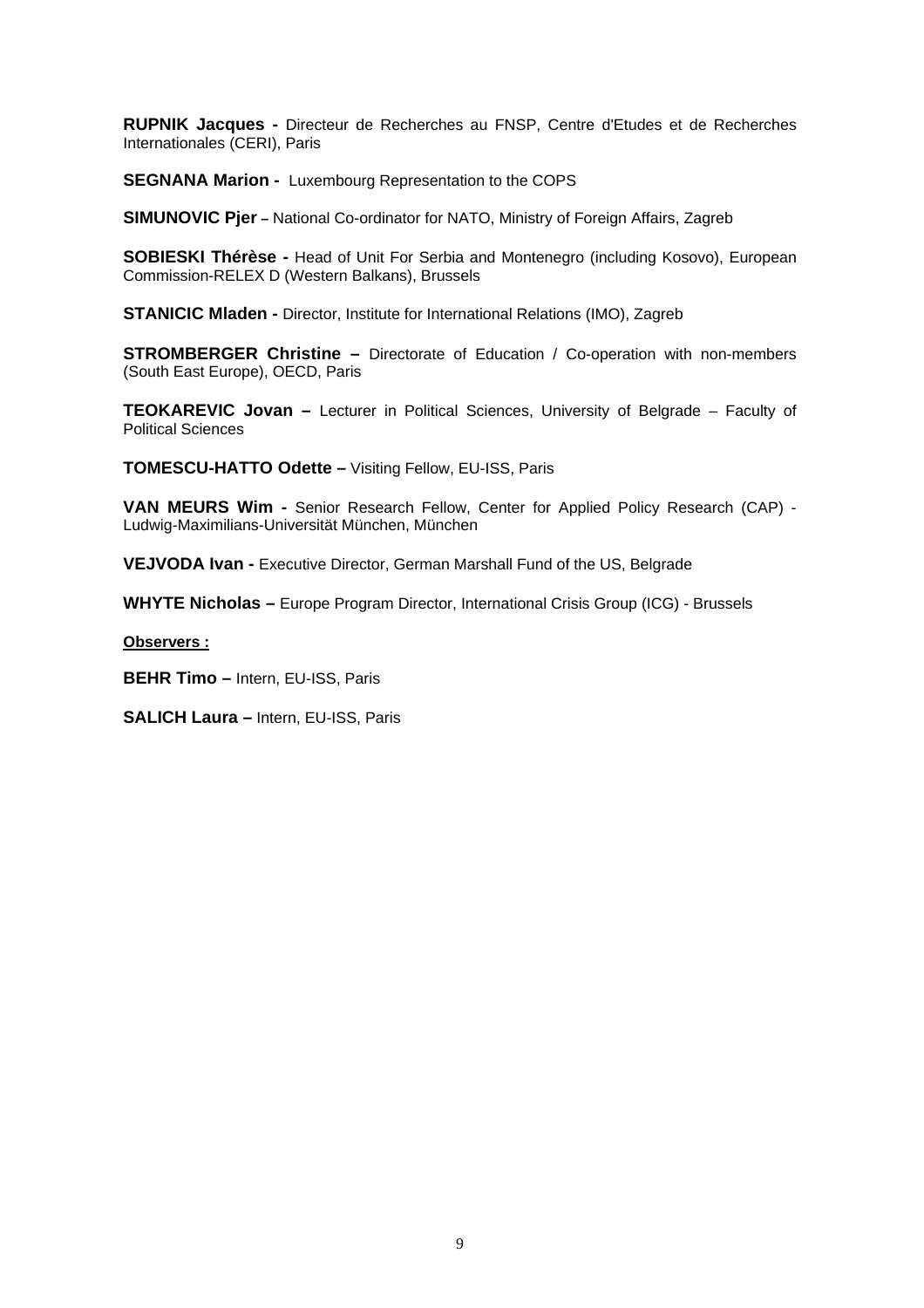**RUPNIK Jacques -** Directeur de Recherches au FNSP, Centre d'Etudes et de Recherches Internationales (CERI), Paris

**SEGNANA Marion -** Luxembourg Representation to the COPS

**SIMUNOVIC Pjer –** National Co-ordinator for NATO, Ministry of Foreign Affairs, Zagreb

**SOBIESKI Thérèse -** Head of Unit For Serbia and Montenegro (including Kosovo), European Commission-RELEX D (Western Balkans), Brussels

**STANICIC Mladen -** Director, Institute for International Relations (IMO), Zagreb

**STROMBERGER Christine –** Directorate of Education / Co-operation with non-members (South East Europe), OECD, Paris

**TEOKAREVIC Jovan –** Lecturer in Political Sciences, University of Belgrade – Faculty of Political Sciences

**TOMESCU-HATTO Odette –** Visiting Fellow, EU-ISS, Paris

**VAN MEURS Wim -** Senior Research Fellow, Center for Applied Policy Research (CAP) - Ludwig-Maximilians-Universität München, München

**VEJVODA Ivan -** Executive Director, German Marshall Fund of the US, Belgrade

**WHYTE Nicholas –** Europe Program Director, International Crisis Group (ICG) - Brussels

**Observers :**

**BEHR Timo –** Intern, EU-ISS, Paris

**SALICH Laura –** Intern, EU-ISS, Paris